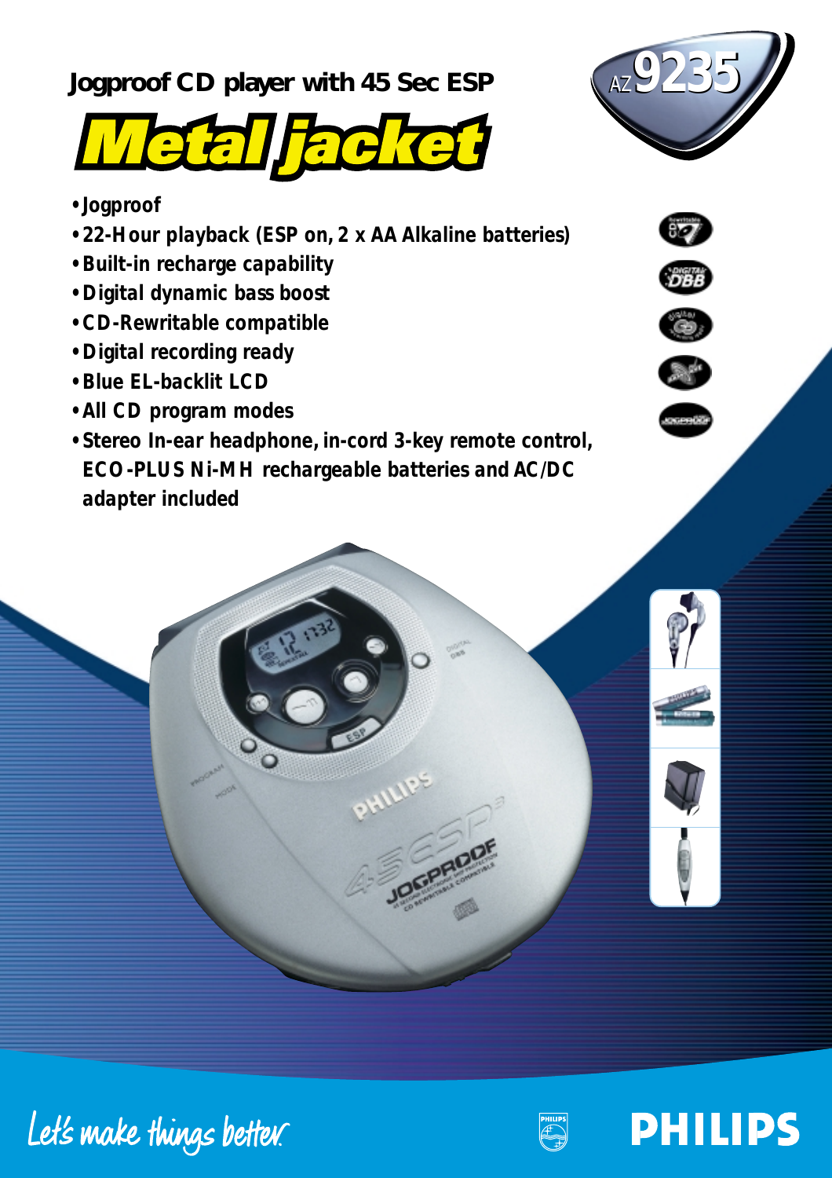# Jogproof CD player with 45 Sec ESP

## Metal jacket

AZ9235

- Jogproof
- 22-Hour playback (ESP on, 2 x AA Alkaline batteries)
- Built-in recharge capability
- Digital dynamic bass boost
- CD-Rewritable compatible
- Digital recording ready
- Blue EL-backlit LCD
- All CD program modes
- Stereo In-ear headphone, in-cord 3-key remote control, ECO-PLUS Ni-MH rechargeable batteries and AC/DC adapter included

Let's make things better.

PHILIPS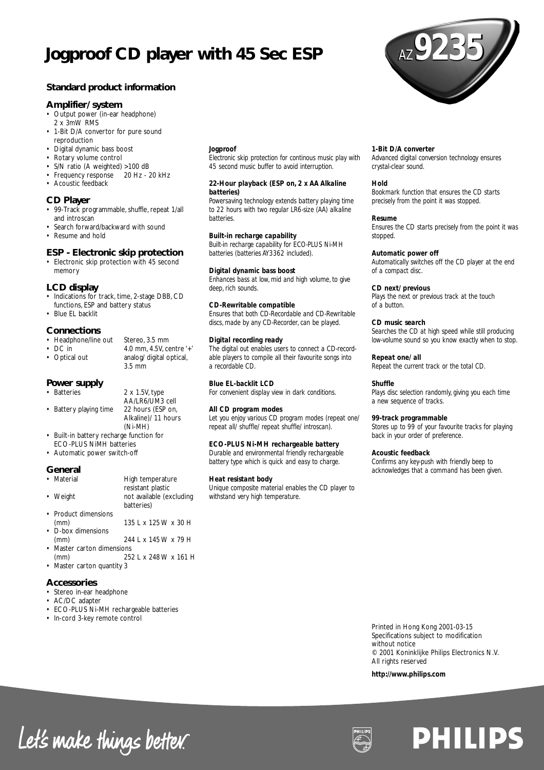# Jogproof CD player with 45 Sec ESP

AZ9235

### Standard product information

#### Amplifier/system
- Output power (in-ear headphone) 2 x 3mW RMS
- 1-Bit D/A convertor for pure sound reproduction
- Digital dynamic bass boost
- Rotary volume control
- S/N ratio (A weighted) >100 dB
- Frequency response 20 Hz - 20 kHz
- Acoustic feedback

#### CD Player
- 99-Track programmable, shuffle, repeat 1/all and introscan
- Search forward/backward with sound
- Resume and hold

#### ESP - Electronic skip protection
- Electronic skip protection with 45 second memory

#### LCD display
- Indications for track, time, 2-stage DBB, CD functions, ESP and battery status
- Blue EL backlit

#### Connections
- Headphone/line out: Stereo, 3.5 mm
- DC in: 4.0 mm, 4.5V, centre '+'
- Optical out: analog/digital optical, 3.5 mm

#### Power supply
- Batteries: 2 x 1.5V, type AA/LR6/UM3 cell
- Battery playing time: 22 hours (ESP on, Alkaline)/ 11 hours (Ni-MH)
- Built-in battery recharge function for ECO-PLUS NiMH batteries
- Automatic power switch-off

#### General
- Material: High temperature resistant plastic
- Weight: not available (excluding batteries)
- Product dimensions (mm): 135 L x 125 W x 30 H
- D-box dimensions (mm): 244 L x 145 W x 79 H
- Master carton dimensions (mm): 252 L x 248 W x 161 H
- Master carton quantity 3

#### Accessories
- Stereo in-ear headphone
- AC/DC adapter
- ECO-PLUS Ni-MH rechargeable batteries
- In-cord 3-key remote control

**Jogproof**
Electronic skip protection for continous music play with 45 second music buffer to avoid interruption.

**22-Hour playback (ESP on, 2 x AA Alkaline batteries)**
Powersaving technology extends battery playing time to 22 hours with two regular LR6-size (AA) alkaline batteries.

**Built-in recharge capability**
Built-in recharge capability for ECO-PLUS Ni-MH batteries (batteries AY3362 included).

**Digital dynamic bass boost**
Enhances bass at low, mid and high volume, to give deep, rich sounds.

**CD-Rewritable compatible**
Ensures that both CD-Recordable and CD-Rewritable discs, made by any CD-Recorder, can be played.

**Digital recording ready**
The digital out enables users to connect a CD-recordable players to compile all their favourite songs into a recordable CD.

**Blue EL-backlit LCD**
For convenient display view in dark conditions.

**All CD program modes**
Let you enjoy various CD program modes (repeat one/ repeat all/ shuffle/ repeat shuffle/ introscan).

**ECO-PLUS Ni-MH rechargeable battery**
Durable and environmental friendly rechargeable battery type which is quick and easy to charge.

**Heat resistant body**
Unique composite material enables the CD player to withstand very high temperature.

**1-Bit D/A converter**
Advanced digital conversion technology ensures crystal-clear sound.

**Hold**
Bookmark function that ensures the CD starts precisely from the point it was stopped.

**Resume**
Ensures the CD starts precisely from the point it was stopped.

**Automatic power off**
Automatically switches off the CD player at the end of a compact disc.

**CD next/previous**
Plays the next or previous track at the touch of a button.

**CD music search**
Searches the CD at high speed while still producing low-volume sound so you know exactly when to stop.

**Repeat one/all**
Repeat the current track or the total CD.

**Shuffle**
Plays disc selection randomly, giving you each time a new sequence of tracks.

**99-track programmable**
Stores up to 99 of your favourite tracks for playing back in your order of preference.

**Acoustic feedback**
Confirms any key-push with friendly beep to acknowledges that a command has been given.

Printed in Hong Kong 2001-03-15
Specifications subject to modification without notice
© 2001 Koninklijke Philips Electronics N.V.
All rights reserved

**http://www.philips.com**

Let's make things better.

PHILIPS